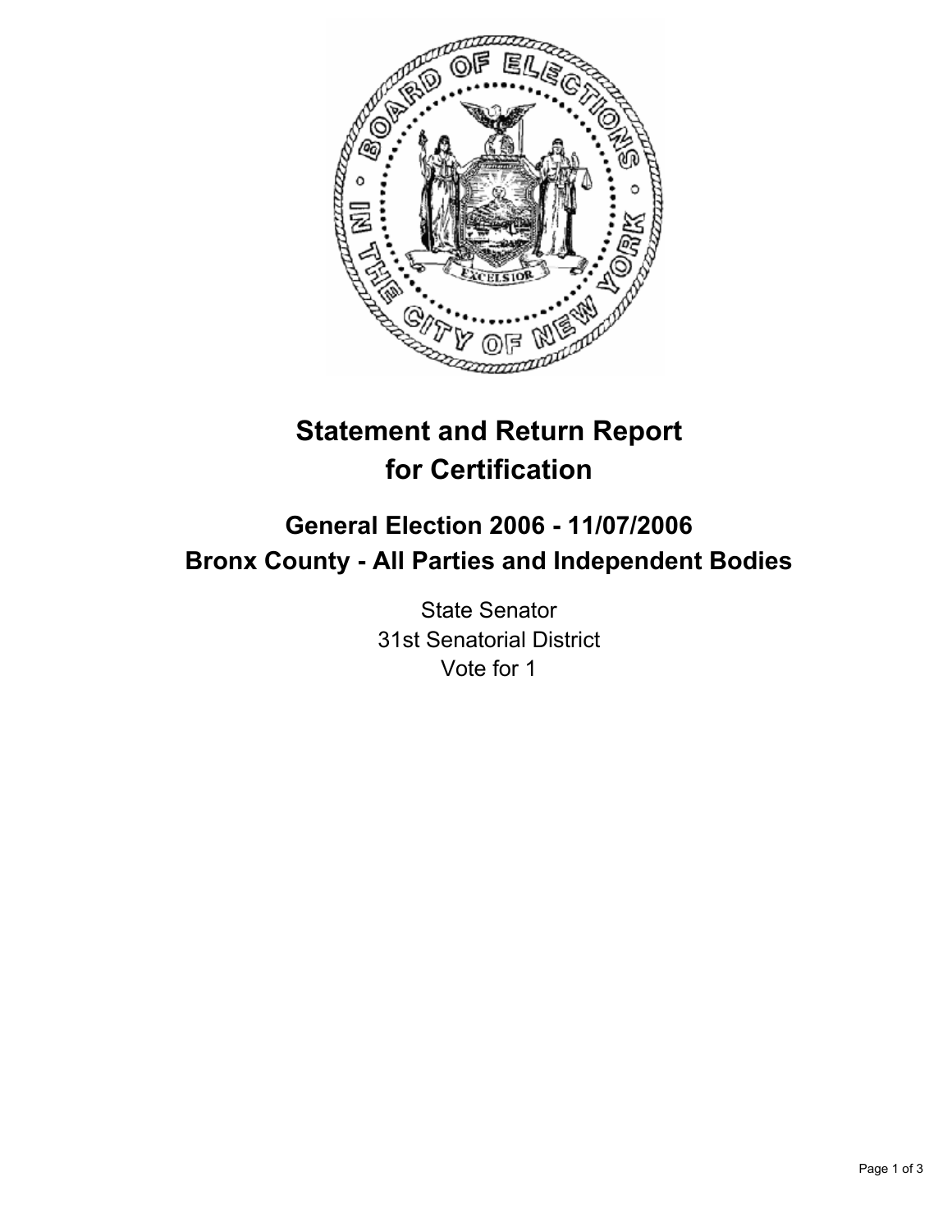# Statement and Return Report for Certification

## General Election 2006 - 11/07/2006
## Bronx County - All Parties and Independent Bodies

State Senator
31st Senatorial District
Vote for 1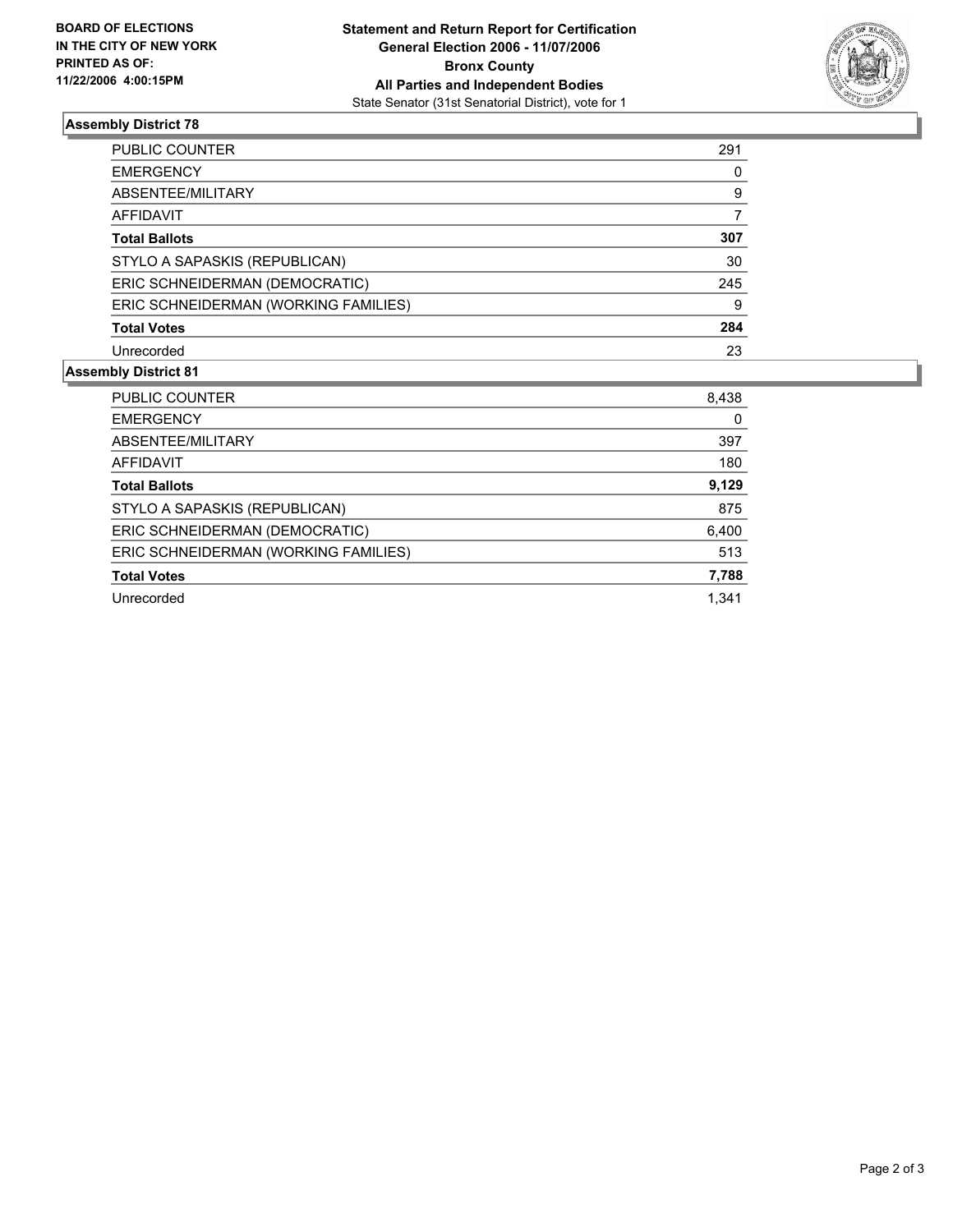**BOARD OF ELECTIONS IN THE CITY OF NEW YORK PRINTED AS OF: 11/22/2006 4:00:15PM**

# Statement and Return Report for Certification
## General Election 2006 - 11/07/2006
## Bronx County
## All Parties and Independent Bodies
State Senator (31st Senatorial District), vote for 1

### Assembly District 78

| | |
|---|---|
| PUBLIC COUNTER | 291 |
| EMERGENCY | 0 |
| ABSENTEE/MILITARY | 9 |
| AFFIDAVIT | 7 |
| **Total Ballots** | **307** |
| STYLO A SAPASKIS (REPUBLICAN) | 30 |
| ERIC SCHNEIDERMAN (DEMOCRATIC) | 245 |
| ERIC SCHNEIDERMAN (WORKING FAMILIES) | 9 |
| **Total Votes** | **284** |
| Unrecorded | 23 |

### Assembly District 81

| | |
|---|---|
| PUBLIC COUNTER | 8,438 |
| EMERGENCY | 0 |
| ABSENTEE/MILITARY | 397 |
| AFFIDAVIT | 180 |
| **Total Ballots** | **9,129** |
| STYLO A SAPASKIS (REPUBLICAN) | 875 |
| ERIC SCHNEIDERMAN (DEMOCRATIC) | 6,400 |
| ERIC SCHNEIDERMAN (WORKING FAMILIES) | 513 |
| **Total Votes** | **7,788** |
| Unrecorded | 1,341 |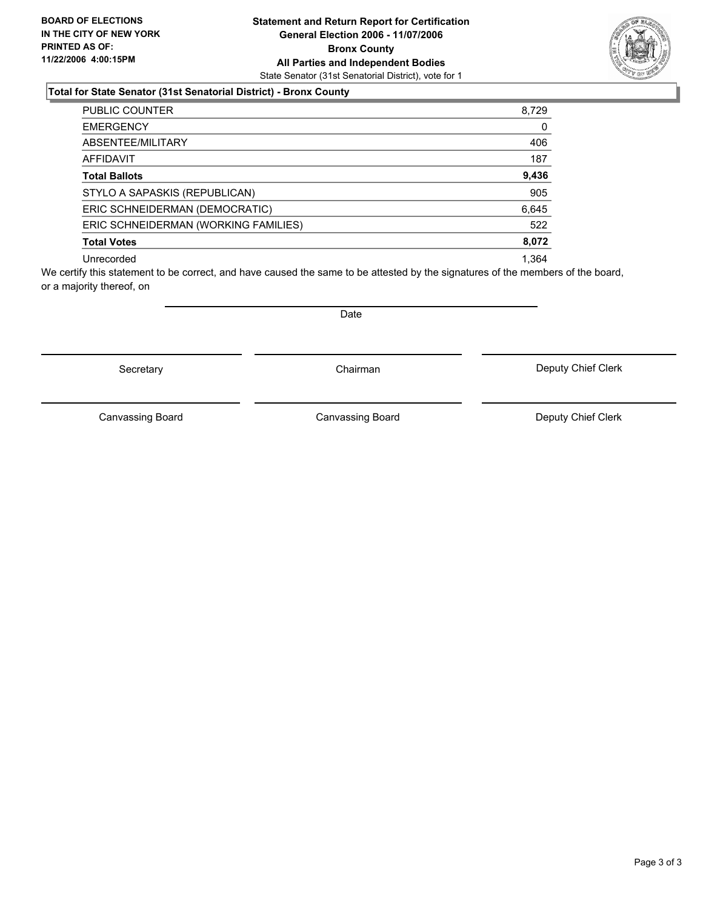**BOARD OF ELECTIONS IN THE CITY OF NEW YORK PRINTED AS OF: 11/22/2006 4:00:15PM**

**Statement and Return Report for Certification**
**General Election 2006 - 11/07/2006**
**Bronx County**
**All Parties and Independent Bodies**
State Senator (31st Senatorial District), vote for 1

**Total for State Senator (31st Senatorial District) - Bronx County**

| | |
|---|---|
| PUBLIC COUNTER | 8,729 |
| EMERGENCY | 0 |
| ABSENTEE/MILITARY | 406 |
| AFFIDAVIT | 187 |
| **Total Ballots** | **9,436** |
| STYLO A SAPASKIS (REPUBLICAN) | 905 |
| ERIC SCHNEIDERMAN (DEMOCRATIC) | 6,645 |
| ERIC SCHNEIDERMAN (WORKING FAMILIES) | 522 |
| **Total Votes** | **8,072** |
| Unrecorded | 1,364 |

We certify this statement to be correct, and have caused the same to be attested by the signatures of the members of the board, or a majority thereof, on

Date

Secretary | Chairman | Deputy Chief Clerk

Canvassing Board | Canvassing Board | Deputy Chief Clerk